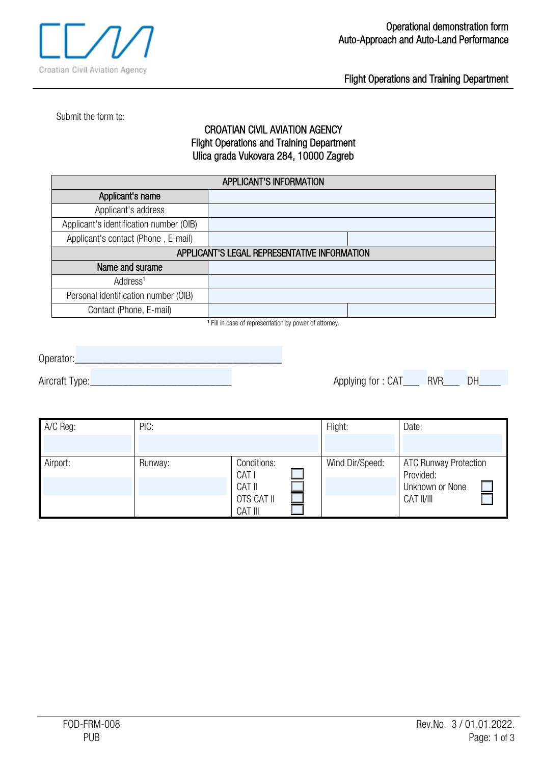Operational demonstration form
Auto-Approach and Auto-Land Performance

Flight Operations and Training Department

Submit the form to:

CROATIAN CIVIL AVIATION AGENCY
Flight Operations and Training Department
Ulica grada Vukovara 284, 10000 Zagreb

| APPLICANT'S INFORMATION | | |
|---|---|---|
| **Applicant's name** | | |
| Applicant's address | | |
| Applicant's identification number (OIB) | | |
| Applicant's contact (Phone , E-mail) | | |
| **APPLICANT'S LEGAL REPRESENTATIVE INFORMATION** | | |
| **Name and surame** | | |
| Address[1] | | |
| Personal identification number (OIB) | | |
| Contact (Phone, E-mail) | | |

[1] Fill in case of representation by power of attorney.

Operator:___________________________________________

Aircraft Type:_____________________________ Applying for : CAT___ RVR___ DH____

| A/C Reg: | PIC: | | Flight: | Date: |
|---|---|---|---|---|
| Airport: | Runway: | Conditions:<br>CAT I ☐<br>CAT II ☐<br>OTS CAT II ☐<br>CAT III ☐ | Wind Dir/Speed: | ATC Runway Protection Provided:<br>Unknown or None ☐<br>CAT II/III ☐ |

FOD-FRM-008
PUB

Rev.No. 3 / 01.01.2022.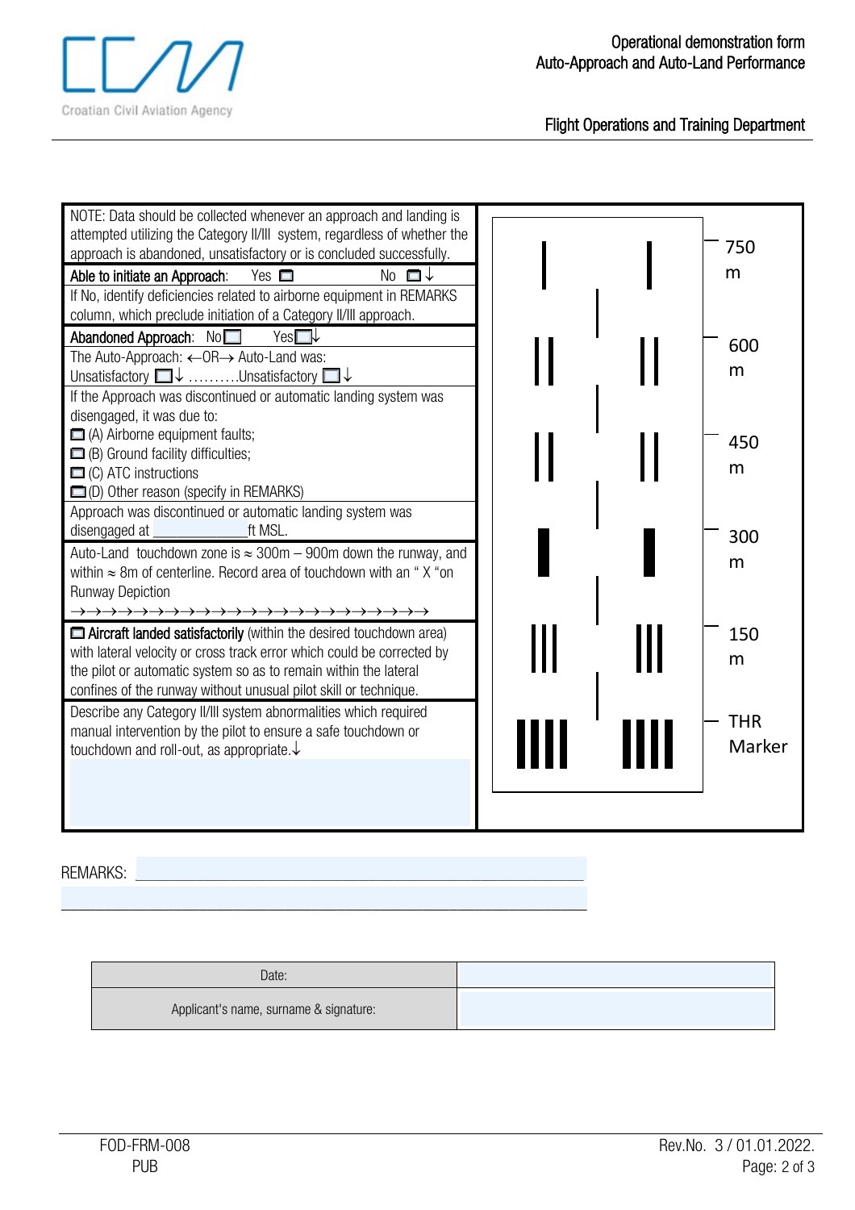Operational demonstration form
Auto-Approach and Auto-Land Performance

Flight Operations and Training Department

NOTE: Data should be collected whenever an approach and landing is attempted utilizing the Category II/III system, regardless of whether the approach is abandoned, unsatisfactory or is concluded successfully.

**Able to initiate an Approach**: Yes ☐ No ☐↓

If No, identify deficiencies related to airborne equipment in REMARKS column, which preclude initiation of a Category II/III approach.

**Abandoned Approach**: No ☐ Yes ☐↓

The Auto-Approach: ←OR→ Auto-Land was:
Unsatisfactory ☐↓ ……….Unsatisfactory ☐↓

If the Approach was discontinued or automatic landing system was disengaged, it was due to:

- ☐ (A) Airborne equipment faults;
- ☐ (B) Ground facility difficulties;
- ☐ (C) ATC instructions
- ☐ (D) Other reason (specify in REMARKS)

Approach was discontinued or automatic landing system was disengaged at ____________ft MSL.

Auto-Land touchdown zone is ≈ 300m – 900m down the runway, and within ≈ 8m of centerline. Record area of touchdown with an " X "on Runway Depiction
→→→→→→→→→→→→→→→→→→→→→→→→→→

☐ **Aircraft landed satisfactorily** (within the desired touchdown area) with lateral velocity or cross track error which could be corrected by the pilot or automatic system so as to remain within the lateral confines of the runway without unusual pilot skill or technique.

Describe any Category II/III system abnormalities which required manual intervention by the pilot to ensure a safe touchdown or touchdown and roll-out, as appropriate.↓

Runway Depiction: 750 m, 600 m, 450 m, 300 m, 150 m, THR Marker

REMARKS: ________________________________________________

________________________________________________

| Date: | |
|---|---|
| Applicant's name, surname & signature: | |

FOD-FRM-008
PUB

Rev.No. 3 / 01.01.2022.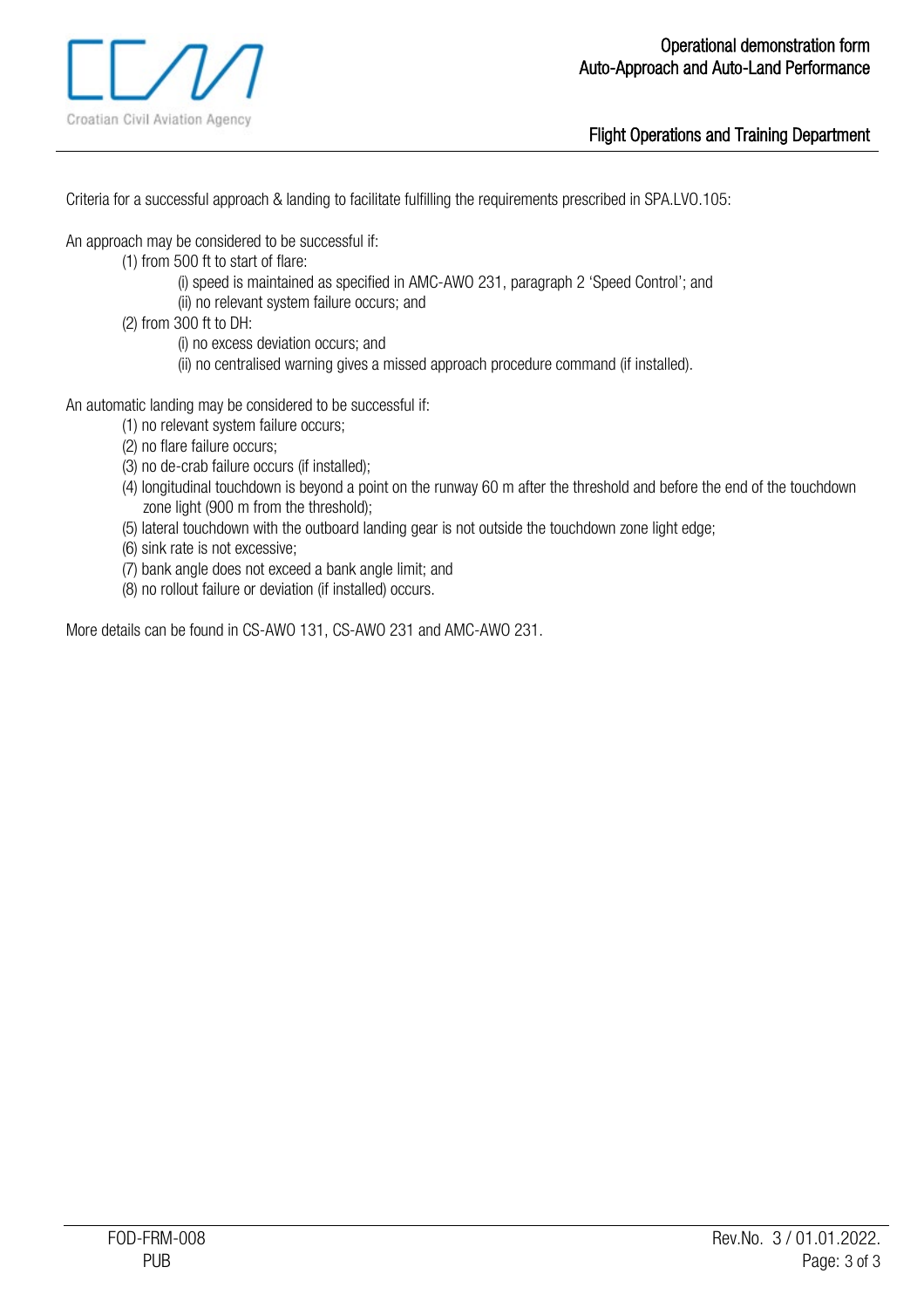Criteria for a successful approach & landing to facilitate fulfilling the requirements prescribed in SPA.LVO.105:

An approach may be considered to be successful if:

- (1) from 500 ft to start of flare:
  - (i) speed is maintained as specified in AMC-AWO 231, paragraph 2 'Speed Control'; and
  - (ii) no relevant system failure occurs; and
- (2) from 300 ft to DH:
  - (i) no excess deviation occurs; and
  - (ii) no centralised warning gives a missed approach procedure command (if installed).

An automatic landing may be considered to be successful if:

- (1) no relevant system failure occurs;
- (2) no flare failure occurs;
- (3) no de-crab failure occurs (if installed);
- (4) longitudinal touchdown is beyond a point on the runway 60 m after the threshold and before the end of the touchdown zone light (900 m from the threshold);
- (5) lateral touchdown with the outboard landing gear is not outside the touchdown zone light edge;
- (6) sink rate is not excessive;
- (7) bank angle does not exceed a bank angle limit; and
- (8) no rollout failure or deviation (if installed) occurs.

More details can be found in CS-AWO 131, CS-AWO 231 and AMC-AWO 231.